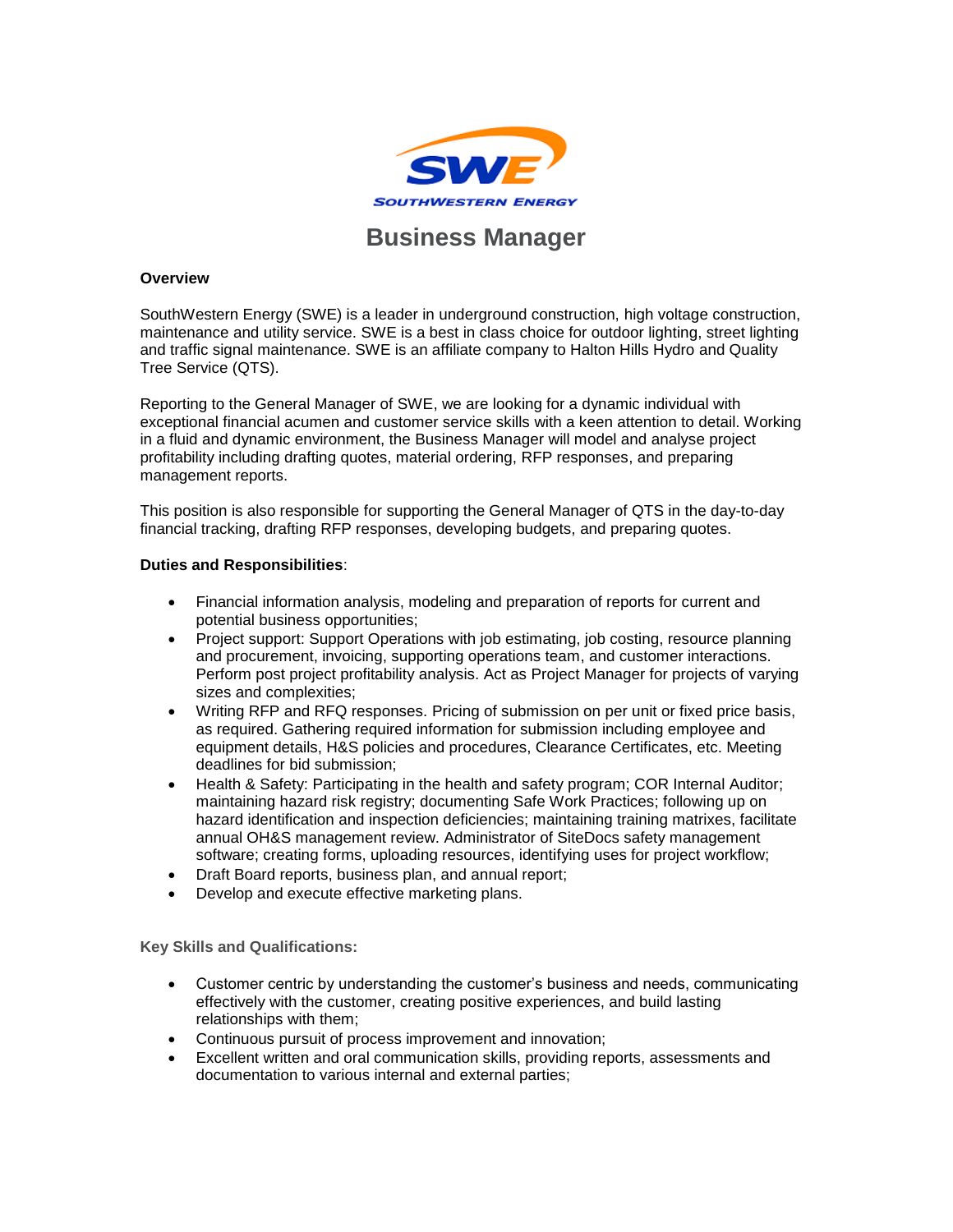SWE

SOUTHWESTERN ENERGY

# Business Manager

**Overview**

SouthWestern Energy (SWE) is a leader in underground construction, high voltage construction, maintenance and utility service. SWE is a best in class choice for outdoor lighting, street lighting and traffic signal maintenance. SWE is an affiliate company to Halton Hills Hydro and Quality Tree Service (QTS).

Reporting to the General Manager of SWE, we are looking for a dynamic individual with exceptional financial acumen and customer service skills with a keen attention to detail. Working in a fluid and dynamic environment, the Business Manager will model and analyse project profitability including drafting quotes, material ordering, RFP responses, and preparing management reports.

This position is also responsible for supporting the General Manager of QTS in the day-to-day financial tracking, drafting RFP responses, developing budgets, and preparing quotes.

**Duties and Responsibilities**:

- Financial information analysis, modeling and preparation of reports for current and potential business opportunities;
- Project support: Support Operations with job estimating, job costing, resource planning and procurement, invoicing, supporting operations team, and customer interactions. Perform post project profitability analysis. Act as Project Manager for projects of varying sizes and complexities;
- Writing RFP and RFQ responses. Pricing of submission on per unit or fixed price basis, as required. Gathering required information for submission including employee and equipment details, H&S policies and procedures, Clearance Certificates, etc. Meeting deadlines for bid submission;
- Health & Safety: Participating in the health and safety program; COR Internal Auditor; maintaining hazard risk registry; documenting Safe Work Practices; following up on hazard identification and inspection deficiencies; maintaining training matrixes, facilitate annual OH&S management review. Administrator of SiteDocs safety management software; creating forms, uploading resources, identifying uses for project workflow;
- Draft Board reports, business plan, and annual report;
- Develop and execute effective marketing plans.

**Key Skills and Qualifications:**

- Customer centric by understanding the customer's business and needs, communicating effectively with the customer, creating positive experiences, and build lasting relationships with them;
- Continuous pursuit of process improvement and innovation;
- Excellent written and oral communication skills, providing reports, assessments and documentation to various internal and external parties;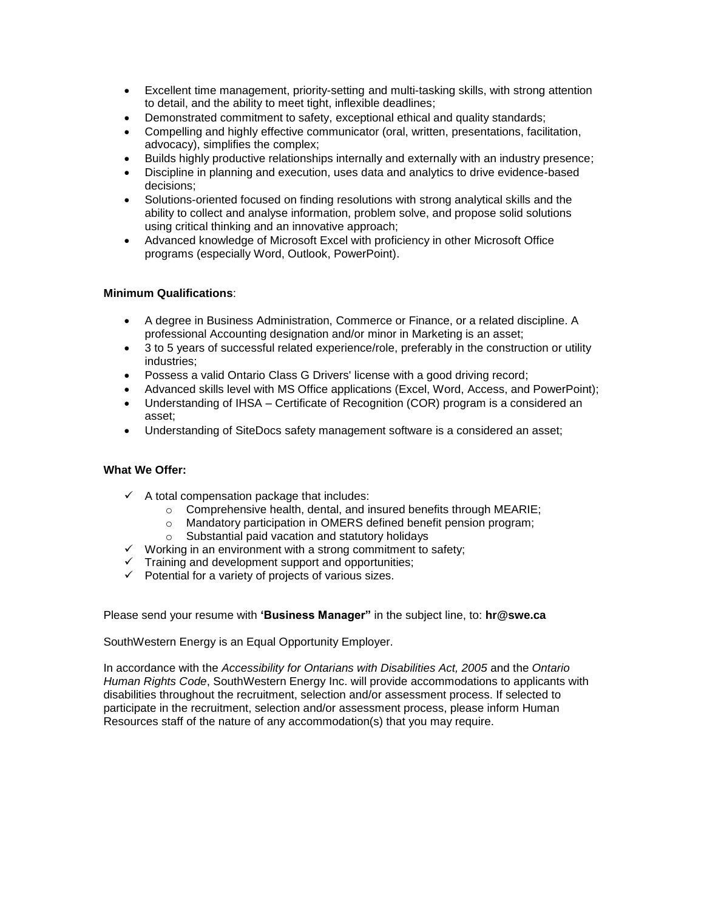- Excellent time management, priority-setting and multi-tasking skills, with strong attention to detail, and the ability to meet tight, inflexible deadlines;
- Demonstrated commitment to safety, exceptional ethical and quality standards;
- Compelling and highly effective communicator (oral, written, presentations, facilitation, advocacy), simplifies the complex;
- Builds highly productive relationships internally and externally with an industry presence;
- Discipline in planning and execution, uses data and analytics to drive evidence-based decisions;
- Solutions-oriented focused on finding resolutions with strong analytical skills and the ability to collect and analyse information, problem solve, and propose solid solutions using critical thinking and an innovative approach;
- Advanced knowledge of Microsoft Excel with proficiency in other Microsoft Office programs (especially Word, Outlook, PowerPoint).

**Minimum Qualifications**:

- A degree in Business Administration, Commerce or Finance, or a related discipline. A professional Accounting designation and/or minor in Marketing is an asset;
- 3 to 5 years of successful related experience/role, preferably in the construction or utility industries;
- Possess a valid Ontario Class G Drivers' license with a good driving record;
- Advanced skills level with MS Office applications (Excel, Word, Access, and PowerPoint);
- Understanding of IHSA – Certificate of Recognition (COR) program is a considered an asset;
- Understanding of SiteDocs safety management software is a considered an asset;

**What We Offer:**

- ✓ A total compensation package that includes:
  - Comprehensive health, dental, and insured benefits through MEARIE;
  - Mandatory participation in OMERS defined benefit pension program;
  - Substantial paid vacation and statutory holidays
- ✓ Working in an environment with a strong commitment to safety;
- ✓ Training and development support and opportunities;
- ✓ Potential for a variety of projects of various sizes.

Please send your resume with **'Business Manager"** in the subject line, to: **hr@swe.ca**

SouthWestern Energy is an Equal Opportunity Employer.

In accordance with the *Accessibility for Ontarians with Disabilities Act, 2005* and the *Ontario Human Rights Code*, SouthWestern Energy Inc. will provide accommodations to applicants with disabilities throughout the recruitment, selection and/or assessment process. If selected to participate in the recruitment, selection and/or assessment process, please inform Human Resources staff of the nature of any accommodation(s) that you may require.